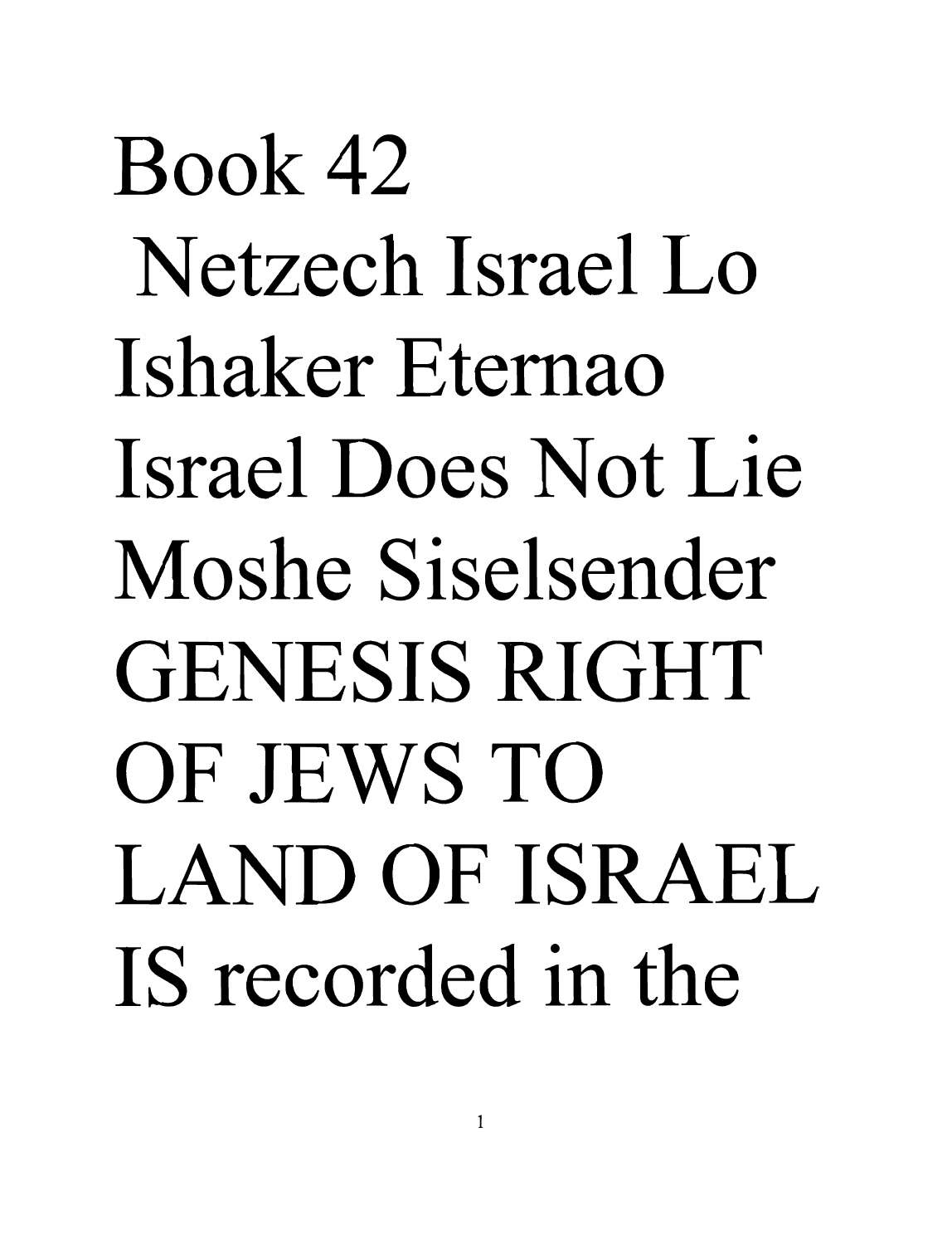# Book 42

Netzech Israel Lo Ishaker Eternao Israel Does Not Lie

Moshe Siselsender

GENESIS RIGHT OF JEWS TO LAND OF ISRAEL IS recorded in the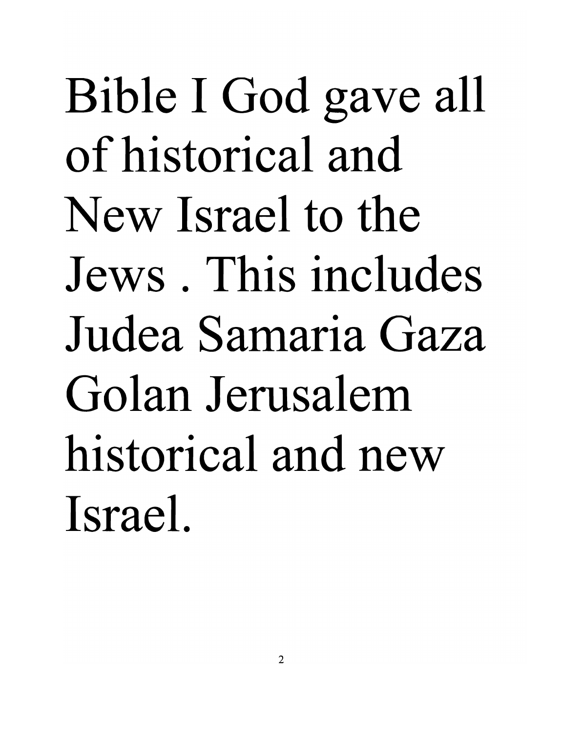Bible I God gave all of historical and New Israel to the Jews . This includes Judea Samaria Gaza Golan Jerusalem historical and new Israel.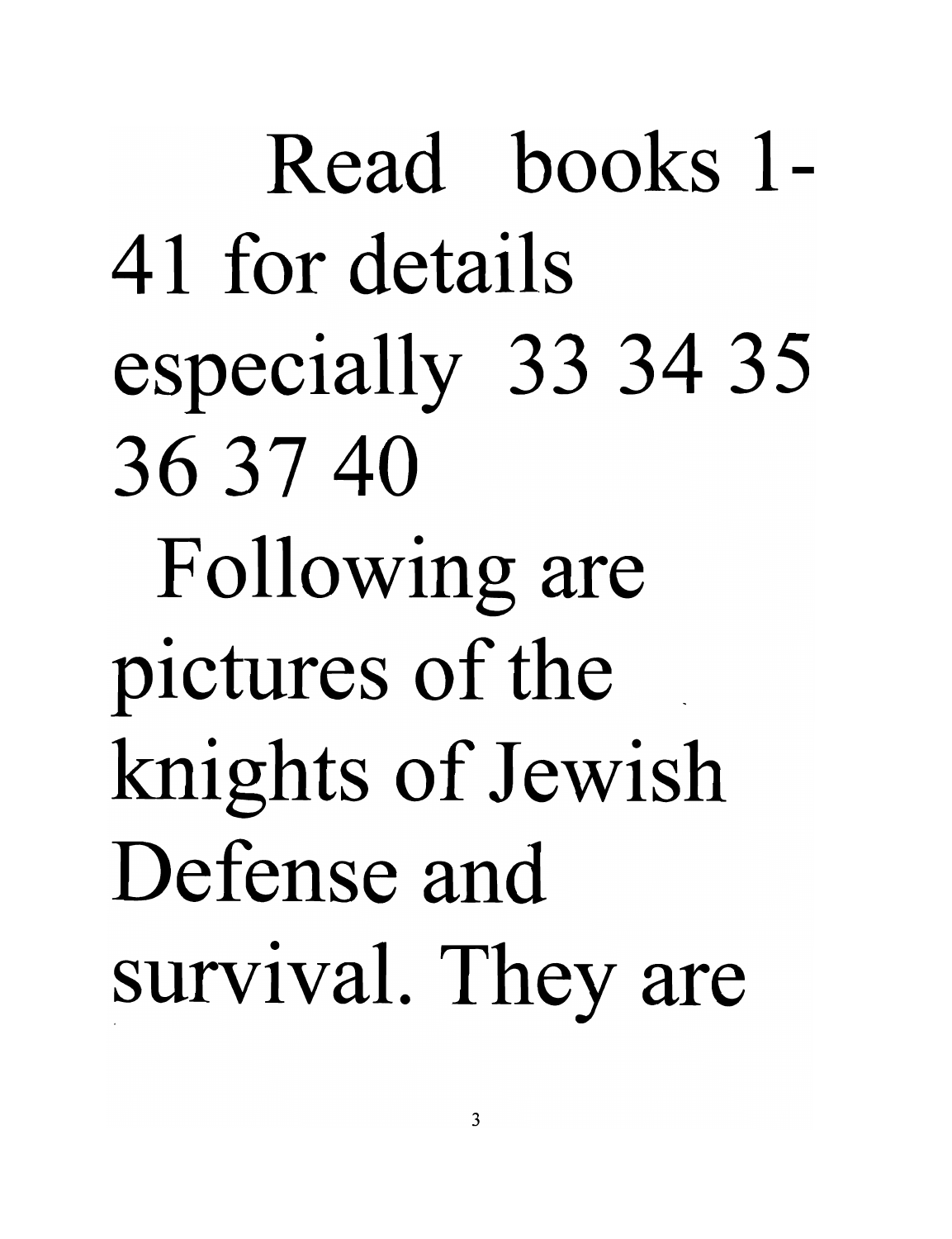Read books 1-41 for details especially 33 34 35 36 37 40

Following are pictures of the knights of Jewish Defense and survival. They are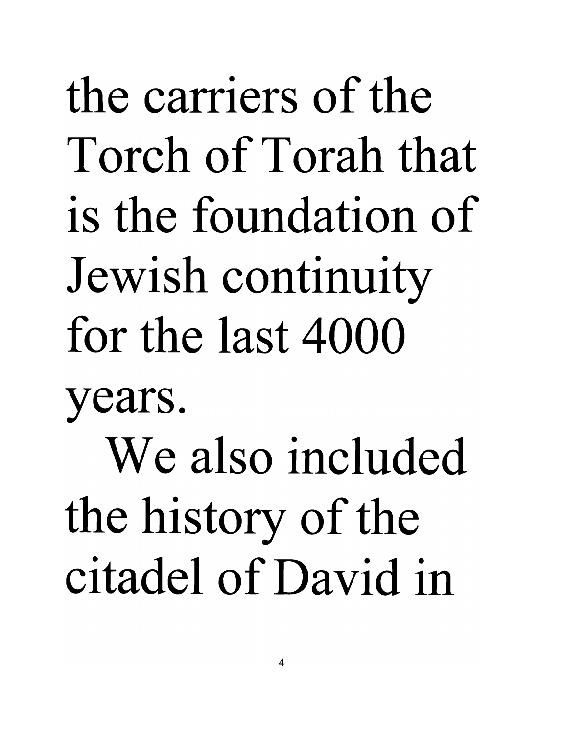the carriers of the Torch of Torah that is the foundation of Jewish continuity for the last 4000 years.

We also included the history of the citadel of David in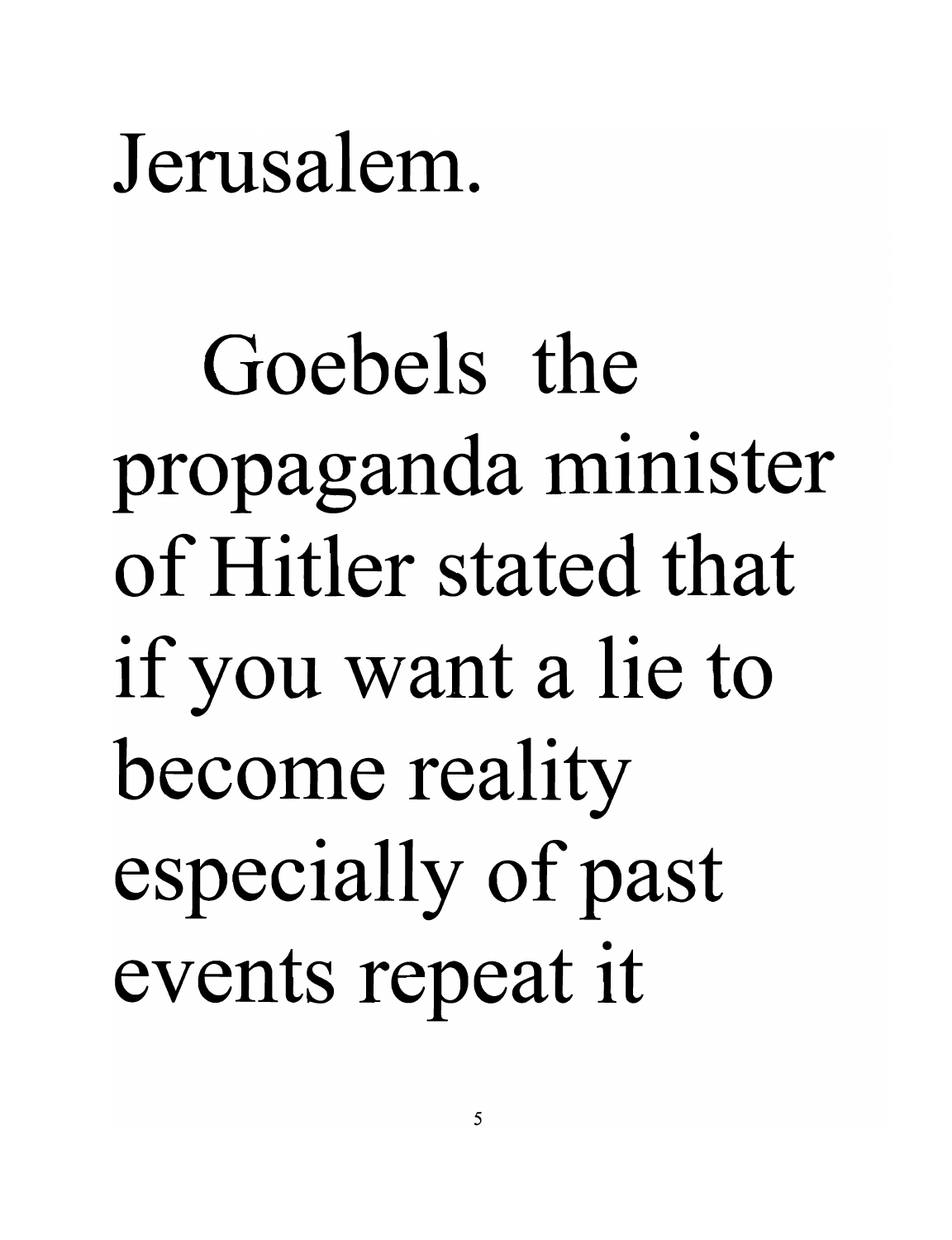Jerusalem.

Goebels the propaganda minister of Hitler stated that if you want a lie to become reality especially of past events repeat it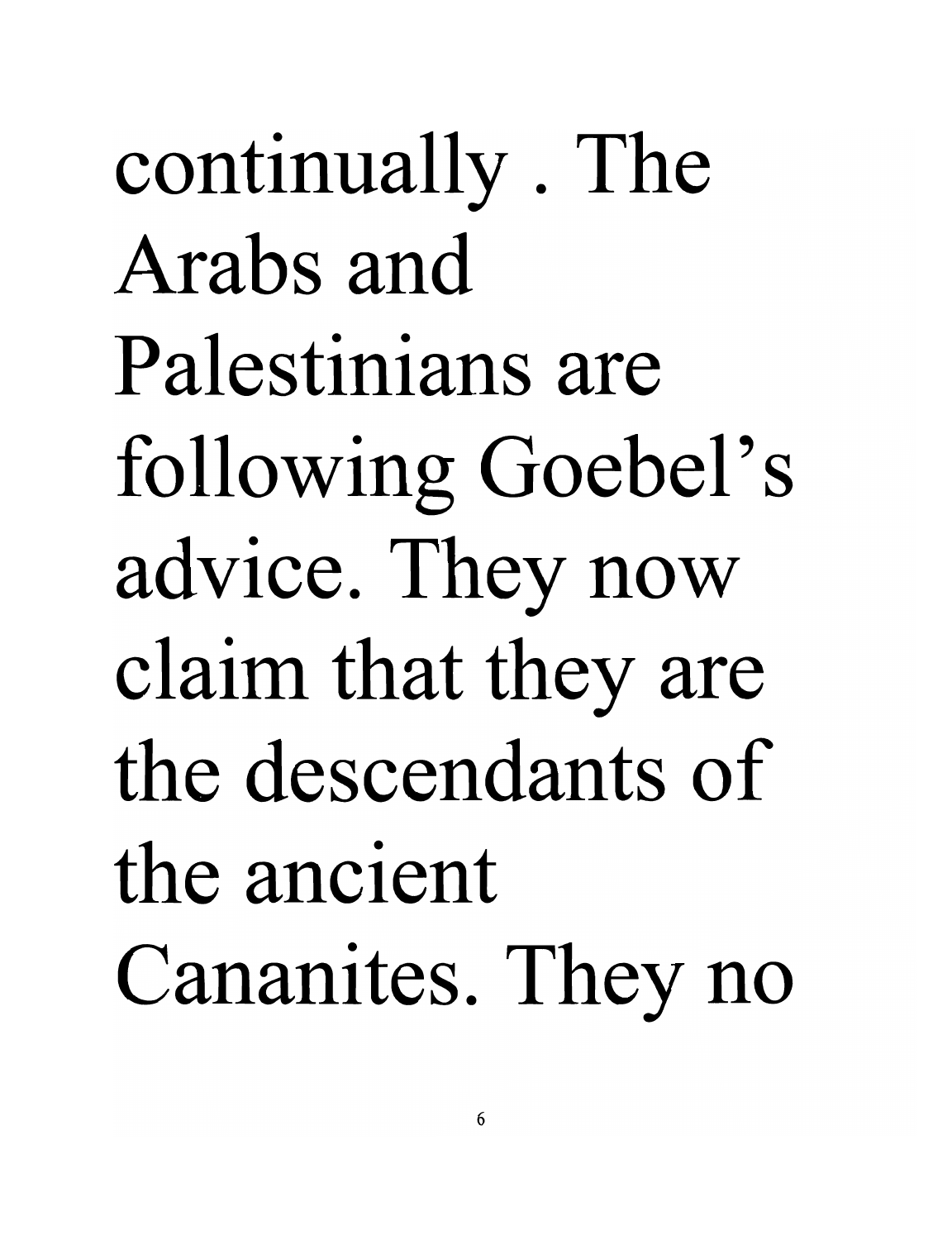continually . The Arabs and Palestinians are following Goebel's advice. They now claim that they are the descendants of the ancient Cananites. They no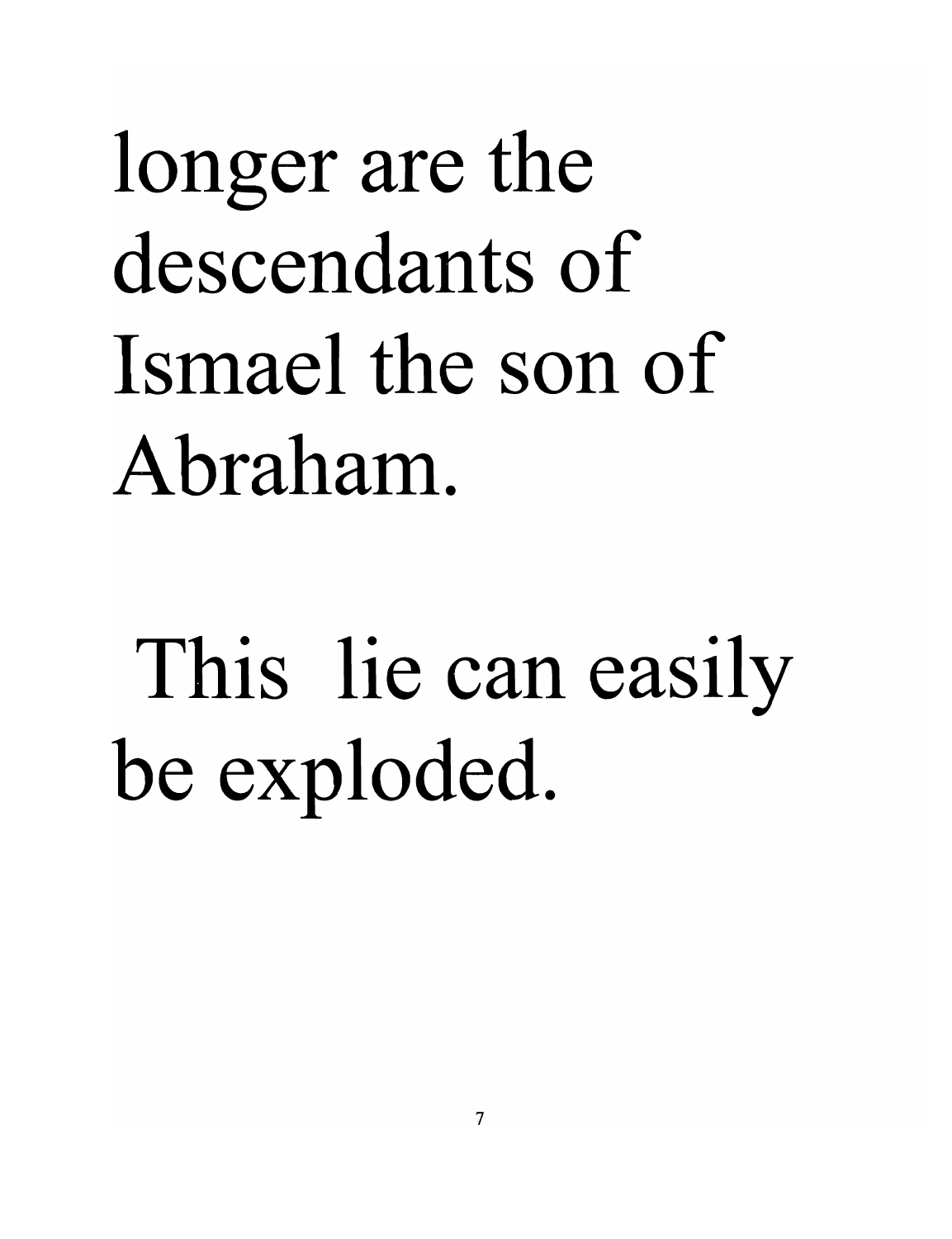longer are the descendants of Ismael the son of Abraham.

This lie can easily be exploded.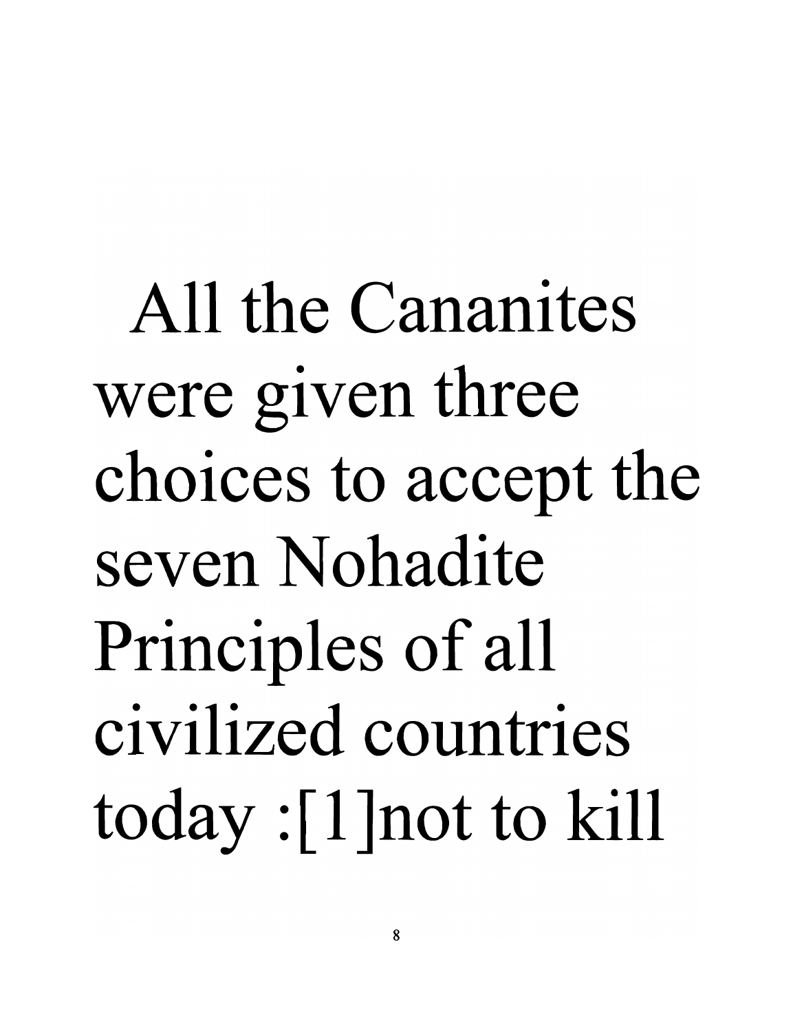All the Cananites were given three choices to accept the seven Nohadite Principles of all civilized countries today :[1]not to kill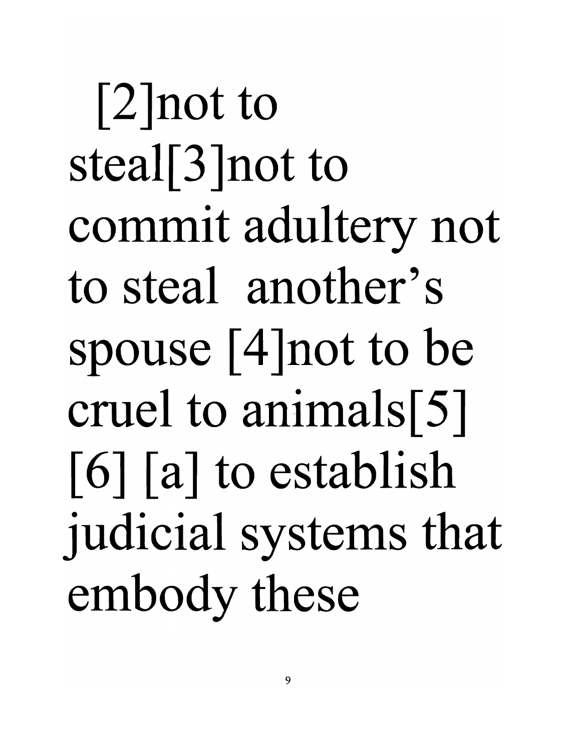[2]not to steal[3]not to commit adultery not to steal another's spouse [4]not to be cruel to animals[5] [6] [a] to establish judicial systems that embody these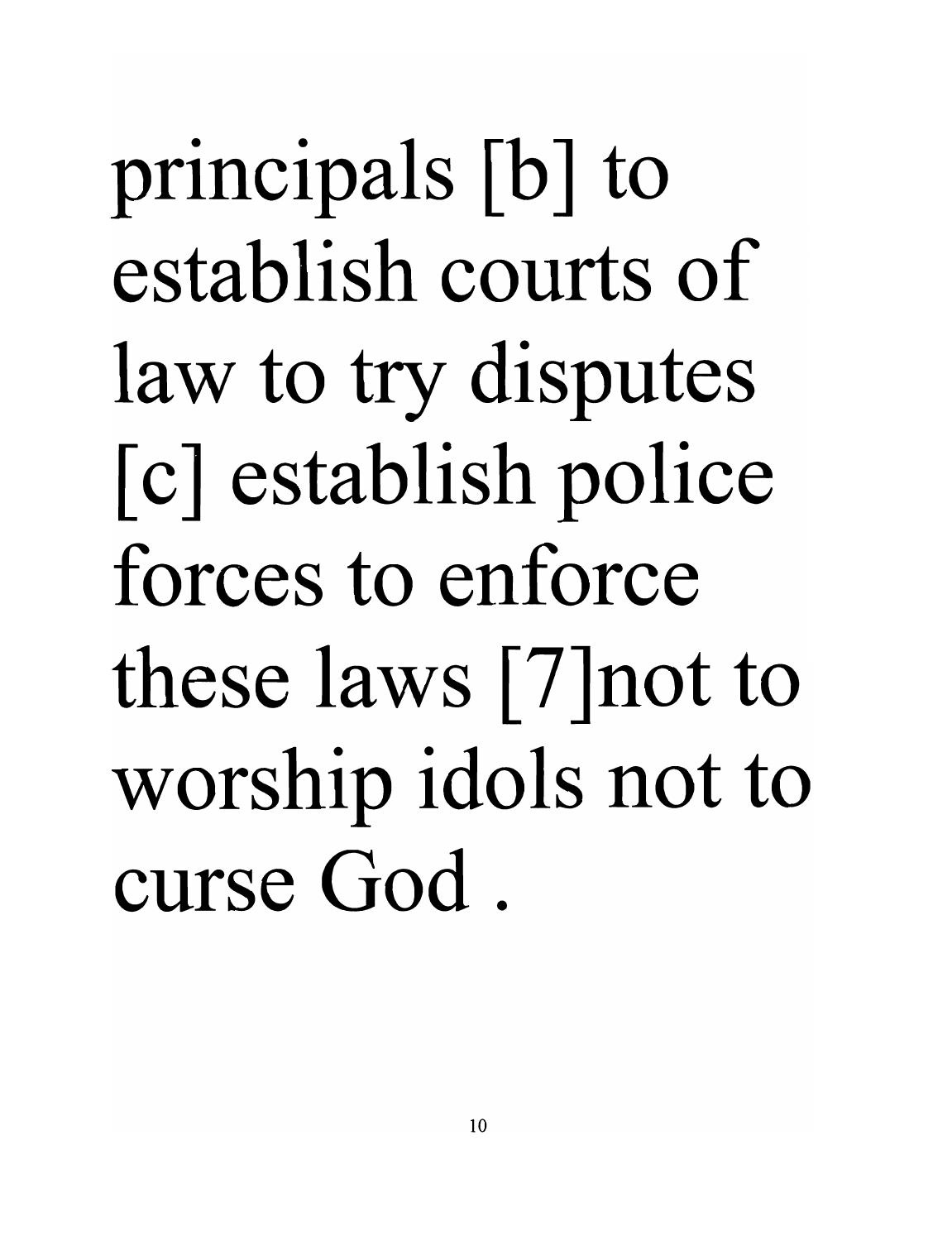principals [b] to establish courts of law to try disputes [c] establish police forces to enforce these laws [7]not to worship idols not to curse God .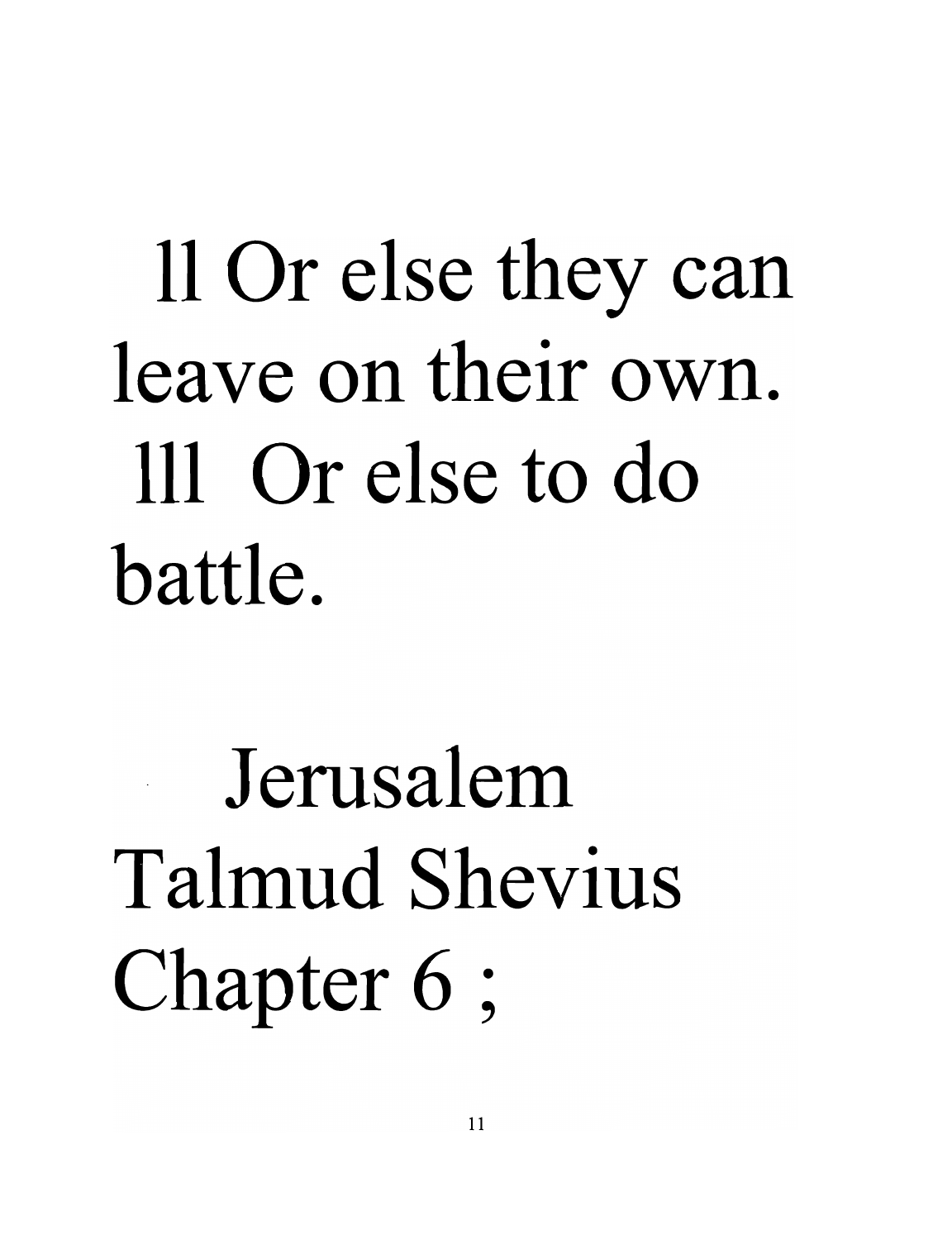ll Or else they can leave on their own.

lll Or else to do battle.

Jerusalem Talmud Shevius Chapter 6 ;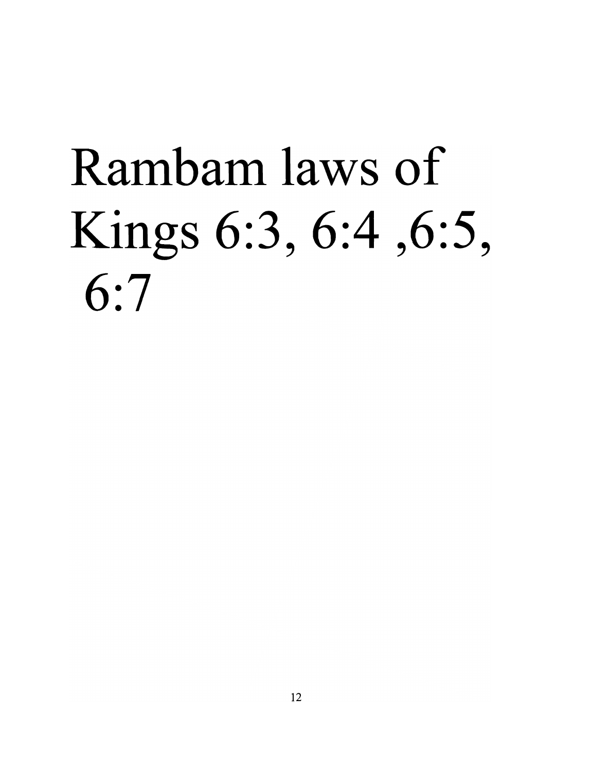# Rambam laws of Kings 6:3, 6:4 ,6:5, 6:7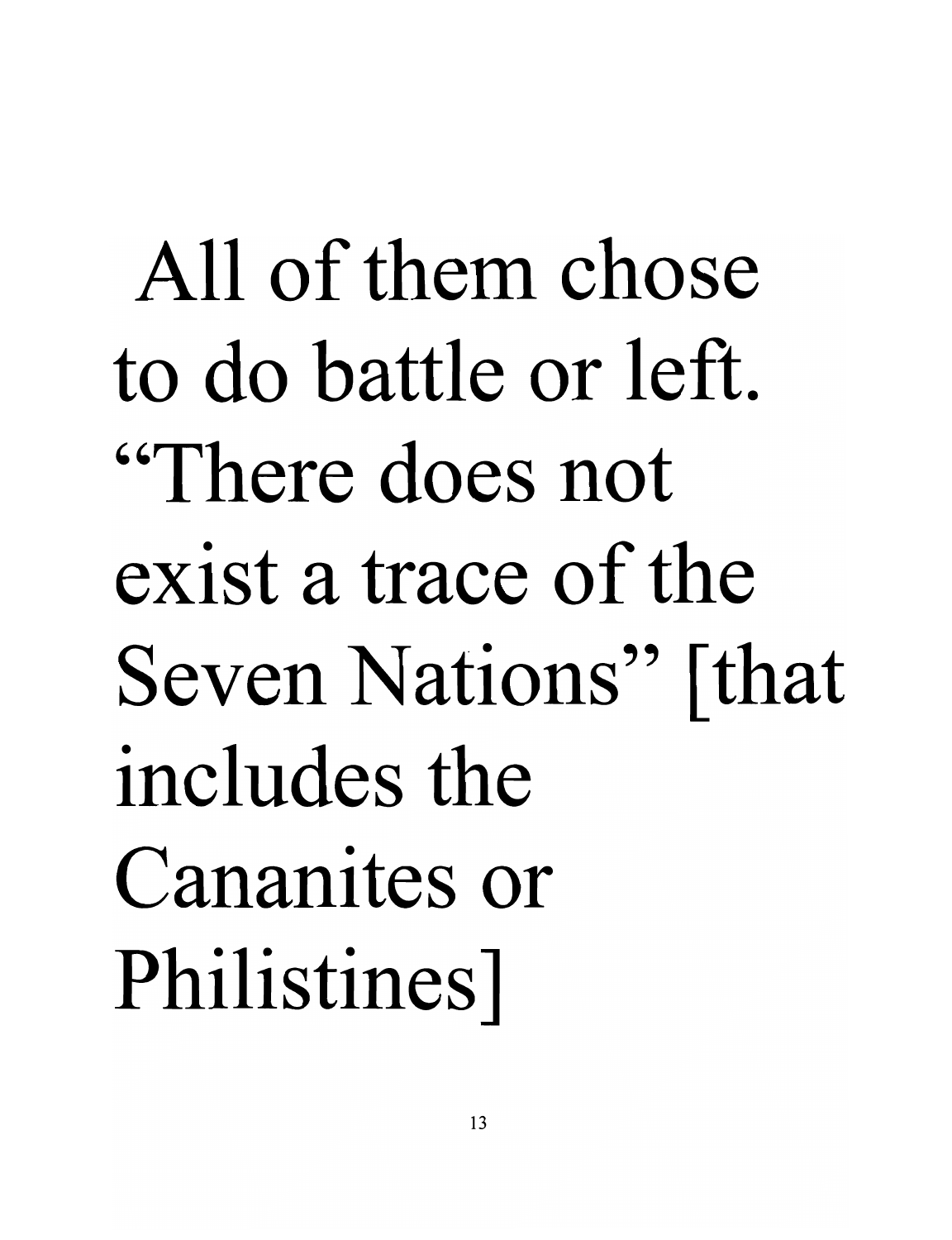All of them chose to do battle or left. "There does not exist a trace of the Seven Nations" [that includes the Cananites or Philistines]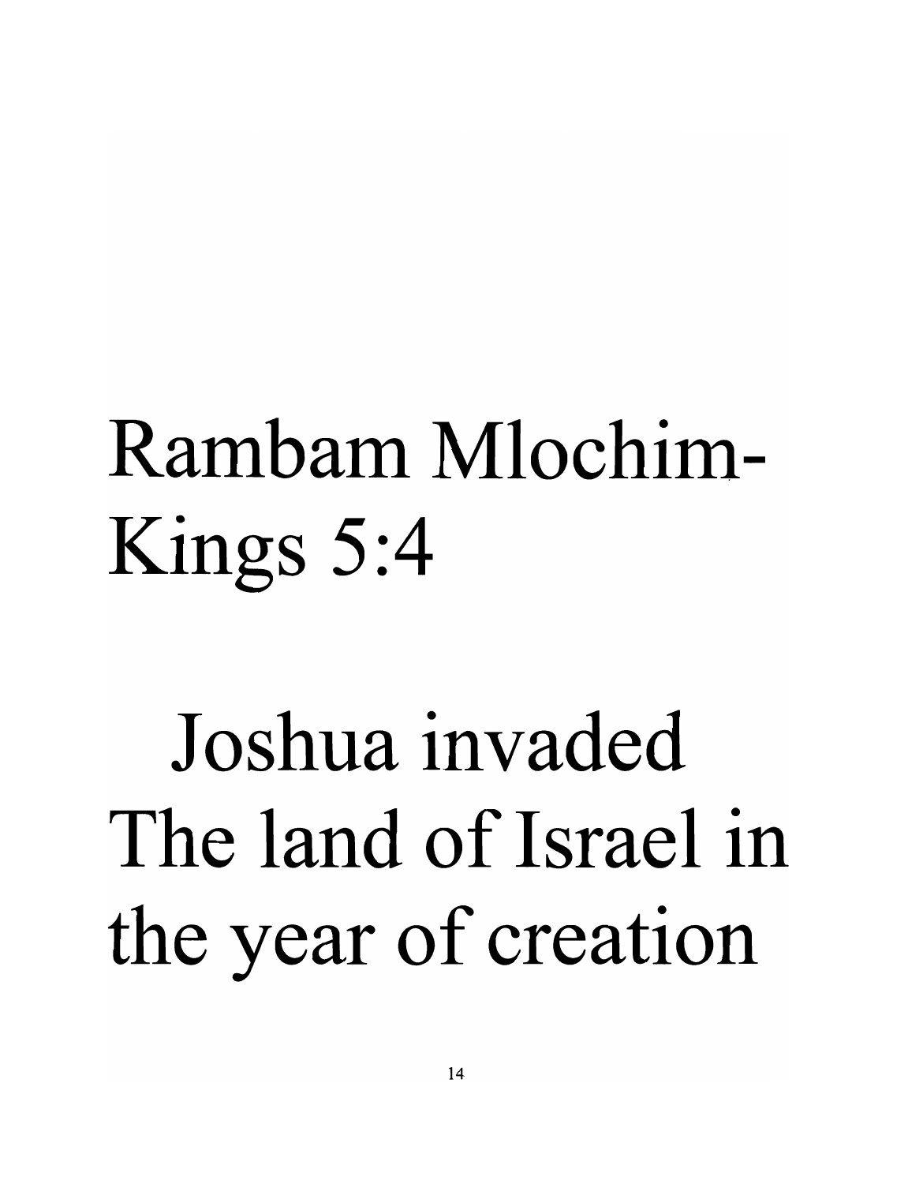Rambam Mlochim-Kings 5:4

Joshua invaded The land of Israel in the year of creation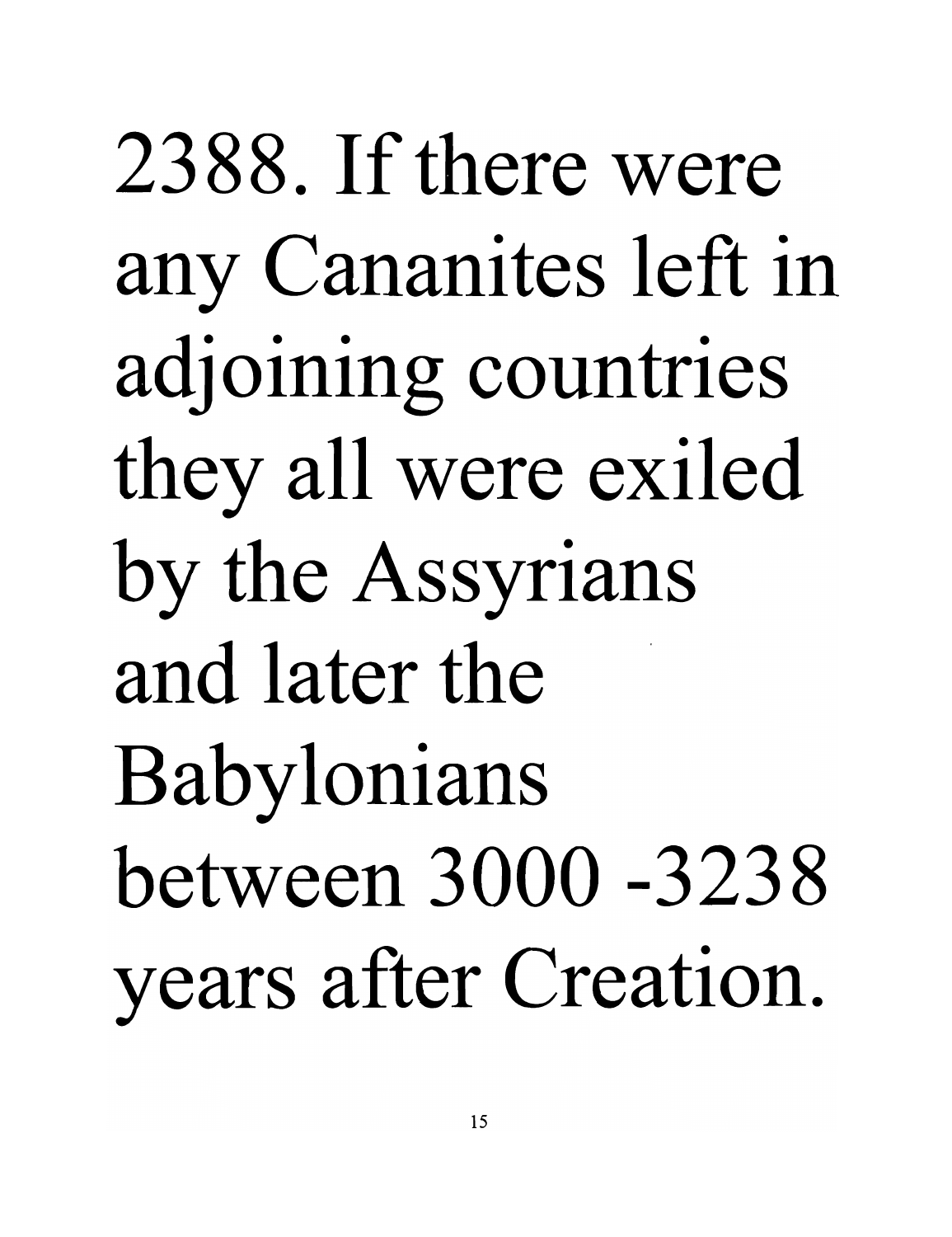2388. If there were any Cananites left in adjoining countries they all were exiled by the Assyrians and later the Babylonians between 3000 -3238 years after Creation.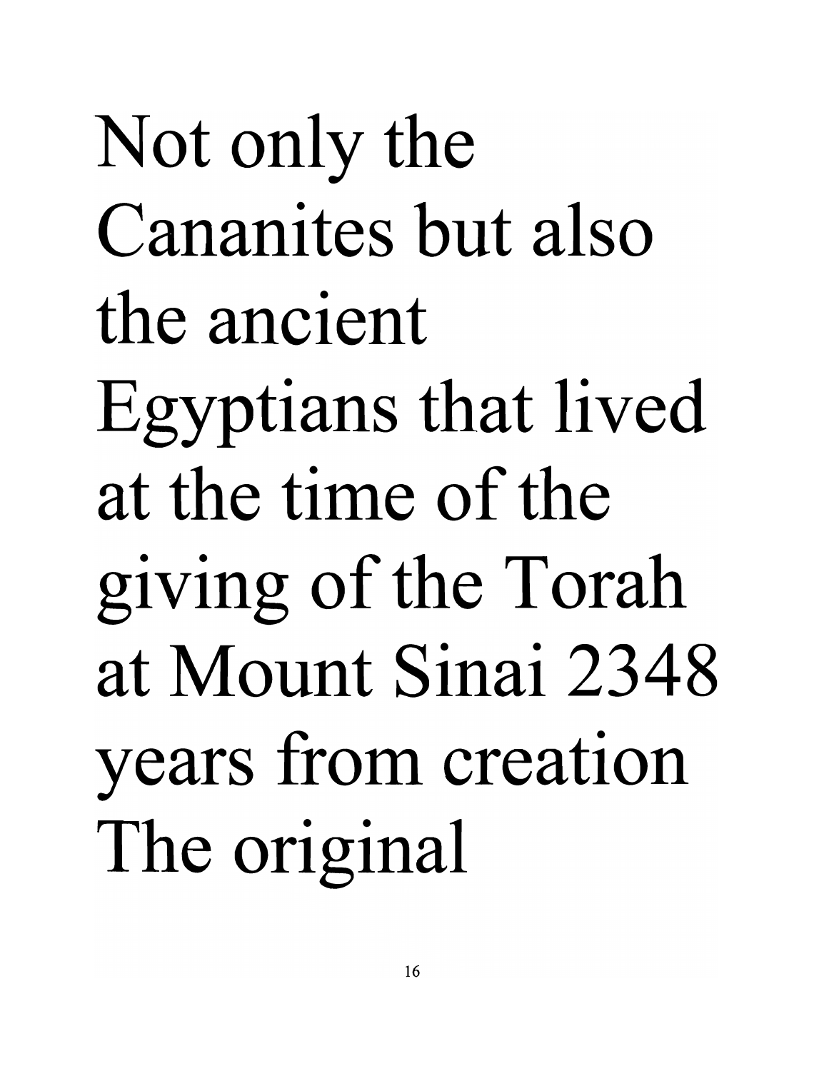Not only the Cananites but also the ancient Egyptians that lived at the time of the giving of the Torah at Mount Sinai 2348 years from creation The original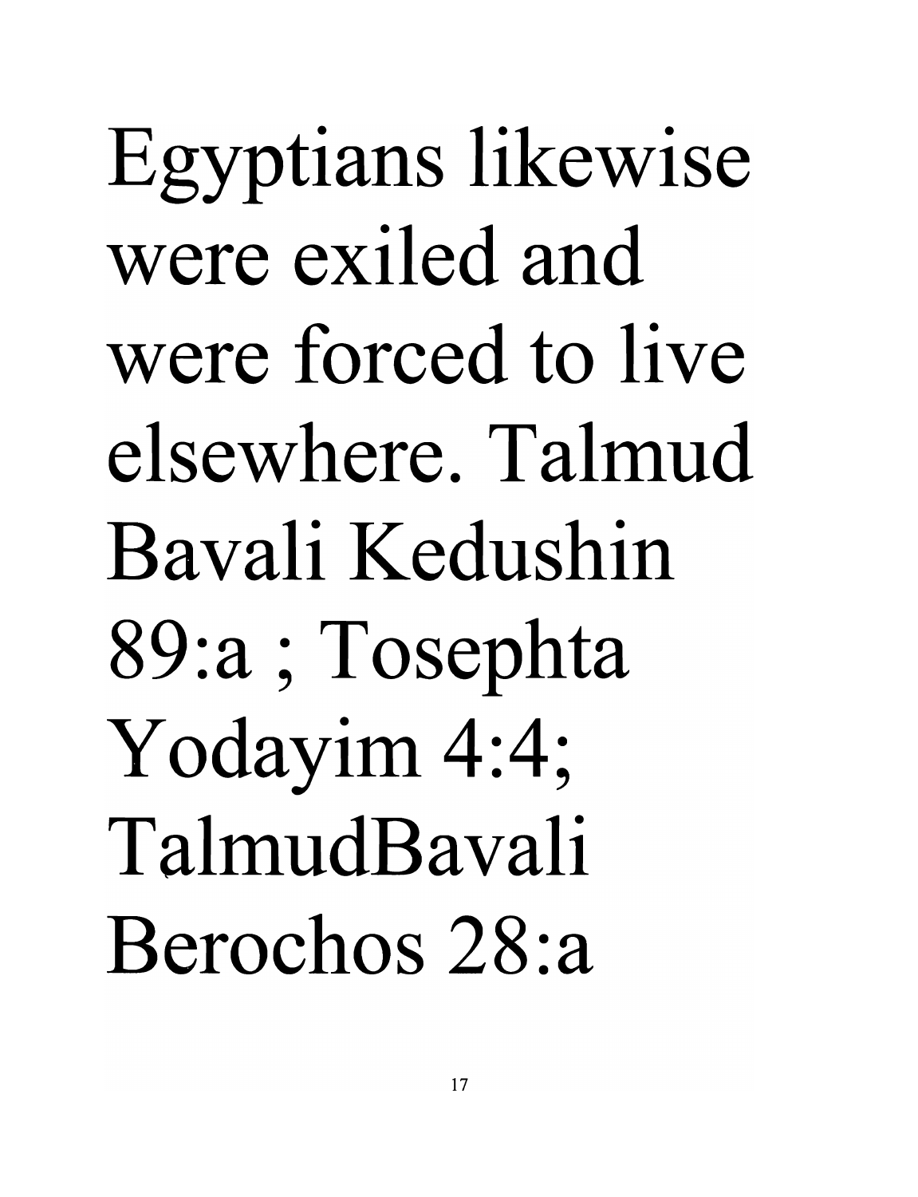Egyptians likewise were exiled and were forced to live elsewhere. Talmud Bavali Kedushin 89:a ; Tosephta Yodayim 4:4; TalmudBavali Berochos 28:a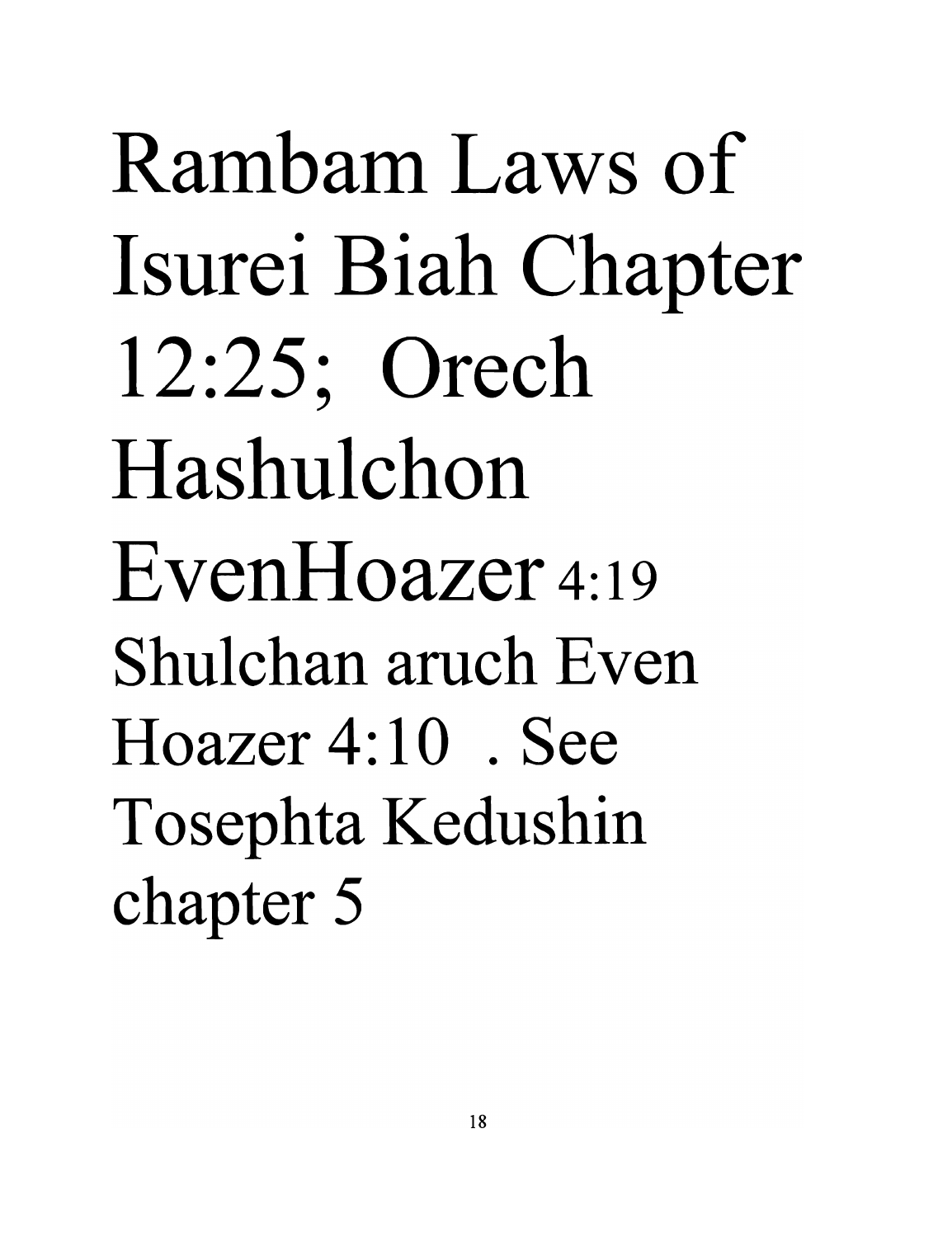Rambam Laws of Isurei Biah Chapter 12:25; Orech Hashulchon EvenHoazer 4:19 Shulchan aruch Even Hoazer 4:10 . See Tosephta Kedushin chapter 5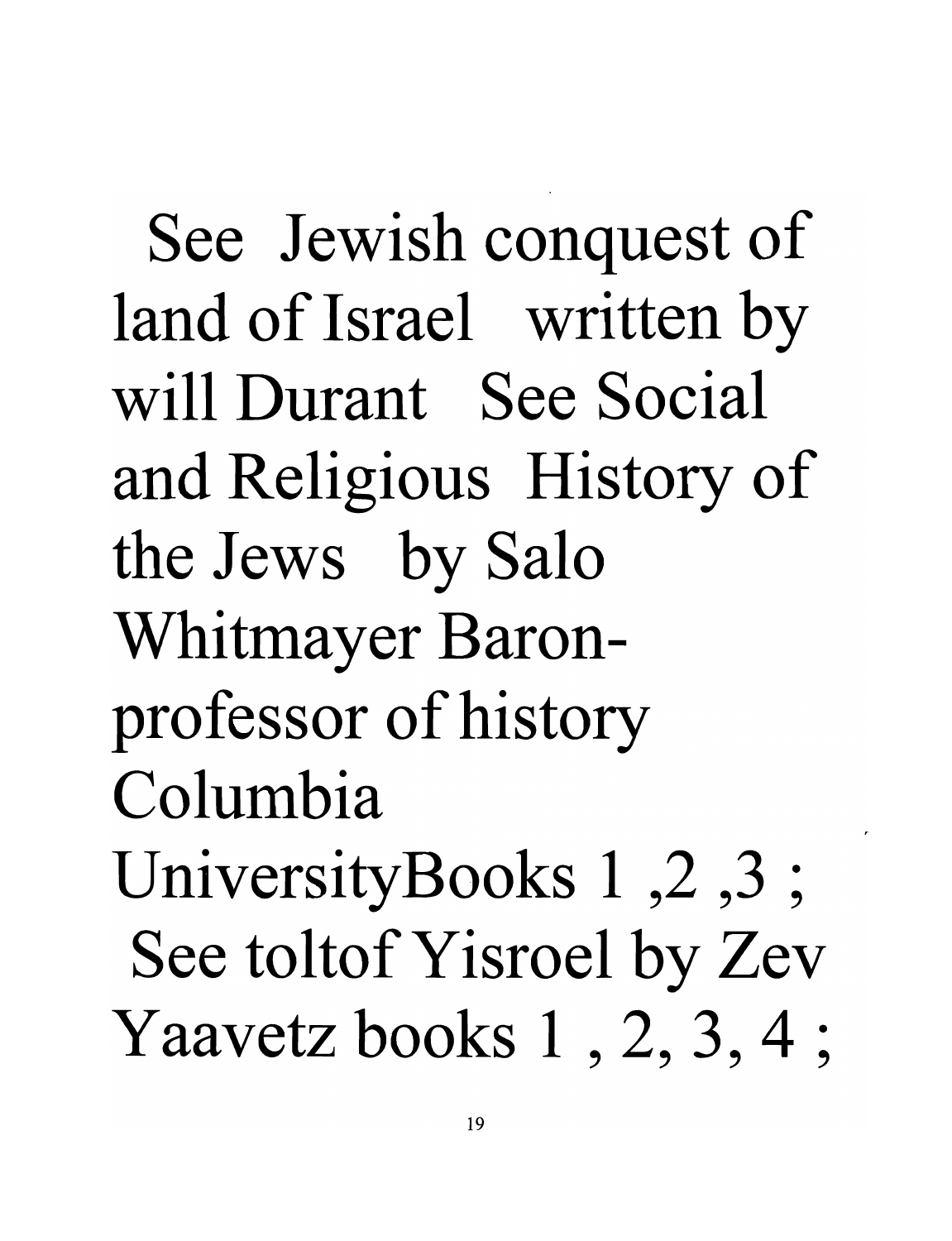See Jewish conquest of land of Israel written by will Durant See Social and Religious History of the Jews by Salo Whitmayer Baron- professor of history Columbia UniversityBooks 1 ,2 ,3 ; See toltof Yisroel by Zev Yaavetz books 1 , 2, 3, 4 ;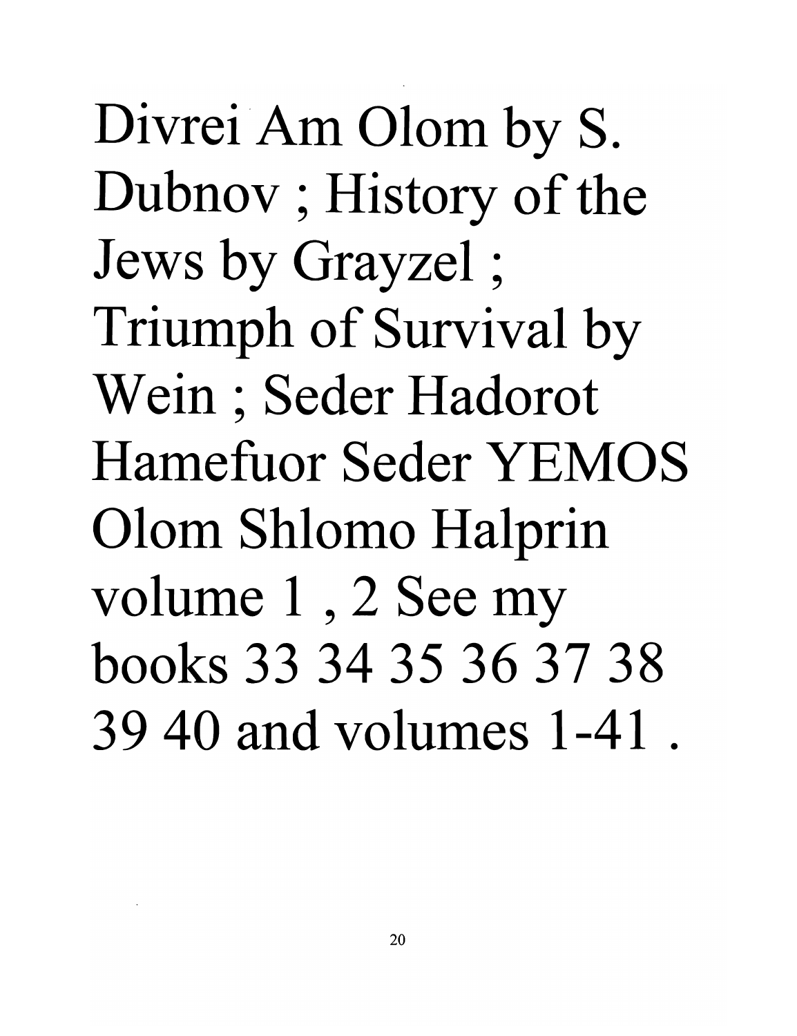Divrei Am Olom by S. Dubnov ; History of the Jews by Grayzel ; Triumph of Survival by Wein ; Seder Hadorot Hamefuor Seder YEMOS Olom Shlomo Halprin volume 1 , 2 See my books 33 34 35 36 37 38 39 40 and volumes 1-41 .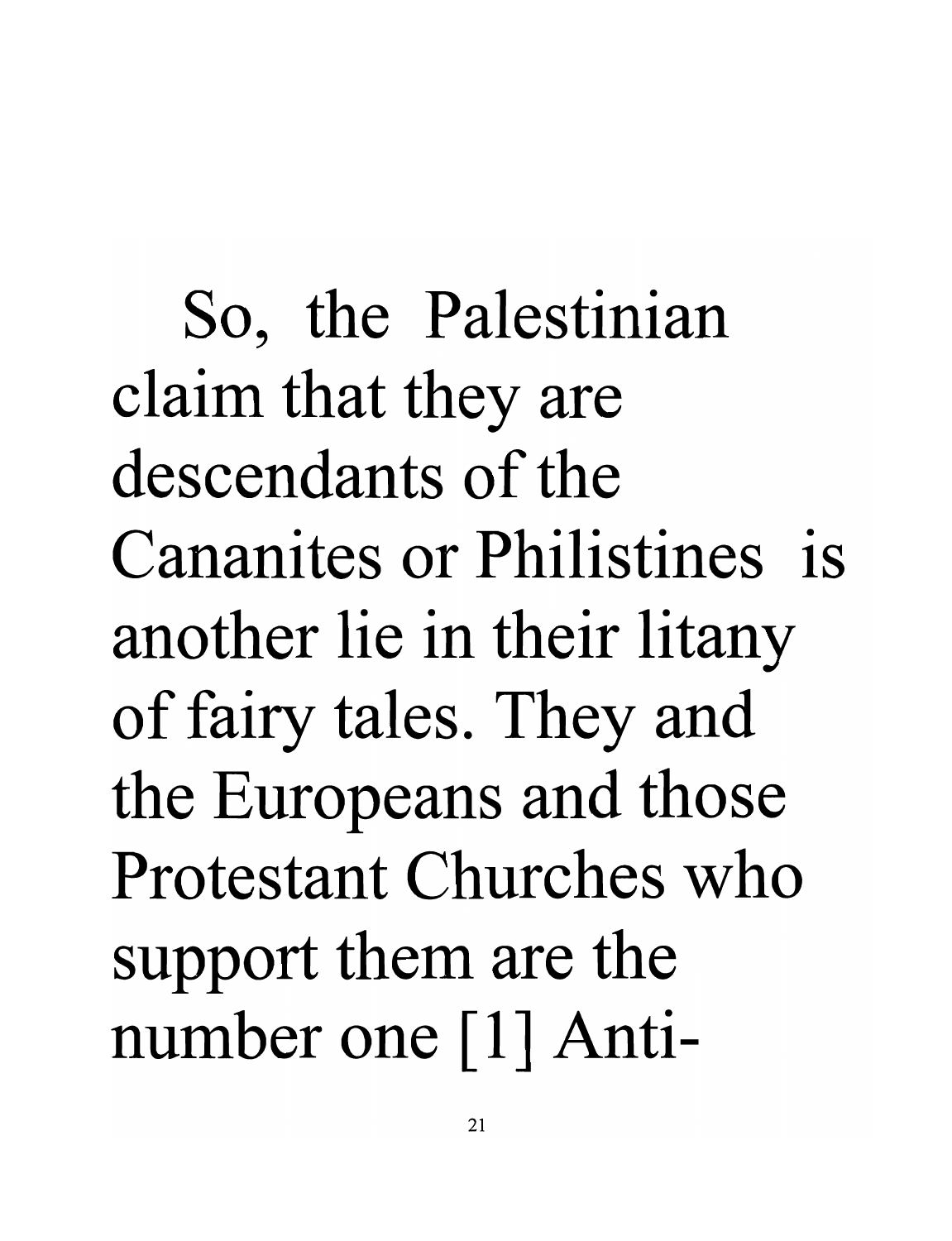So, the Palestinian claim that they are descendants of the Cananites or Philistines is another lie in their litany of fairy tales. They and the Europeans and those Protestant Churches who support them are the number one [1] Anti-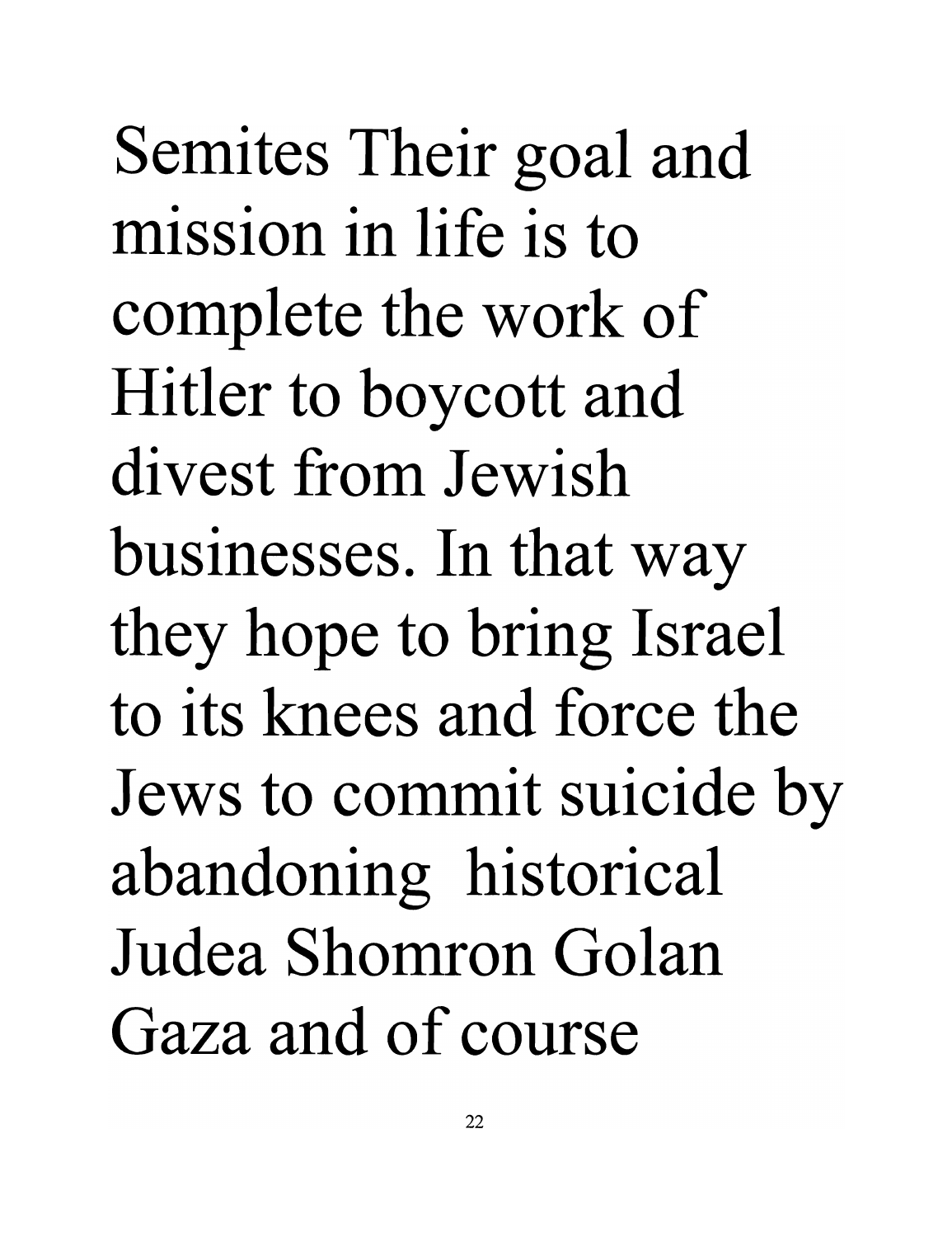Semites Their goal and mission in life is to complete the work of Hitler to boycott and divest from Jewish businesses. In that way they hope to bring Israel to its knees and force the Jews to commit suicide by abandoning historical Judea Shomron Golan Gaza and of course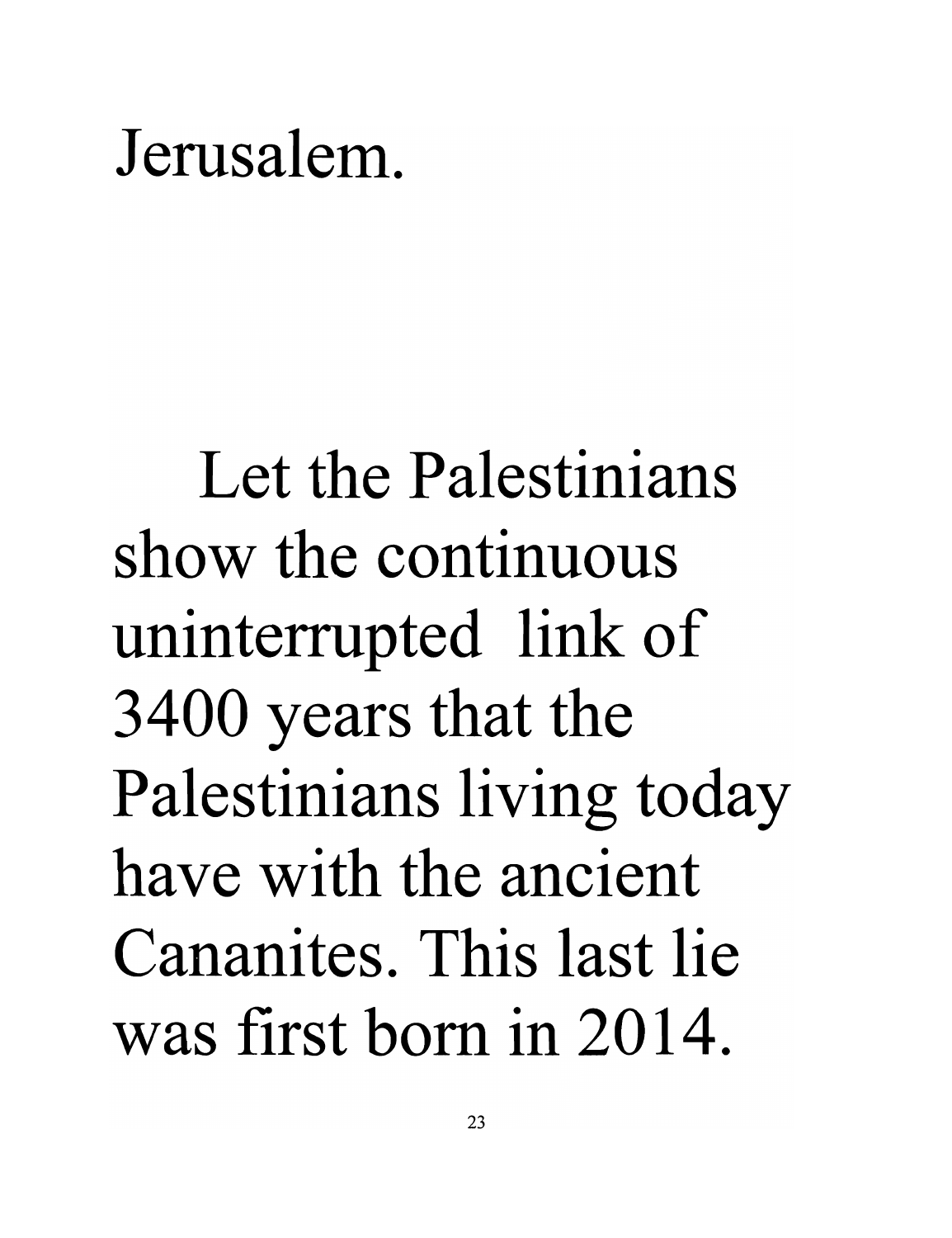Jerusalem.

Let the Palestinians show the continuous uninterrupted link of 3400 years that the Palestinians living today have with the ancient Cananites. This last lie was first born in 2014.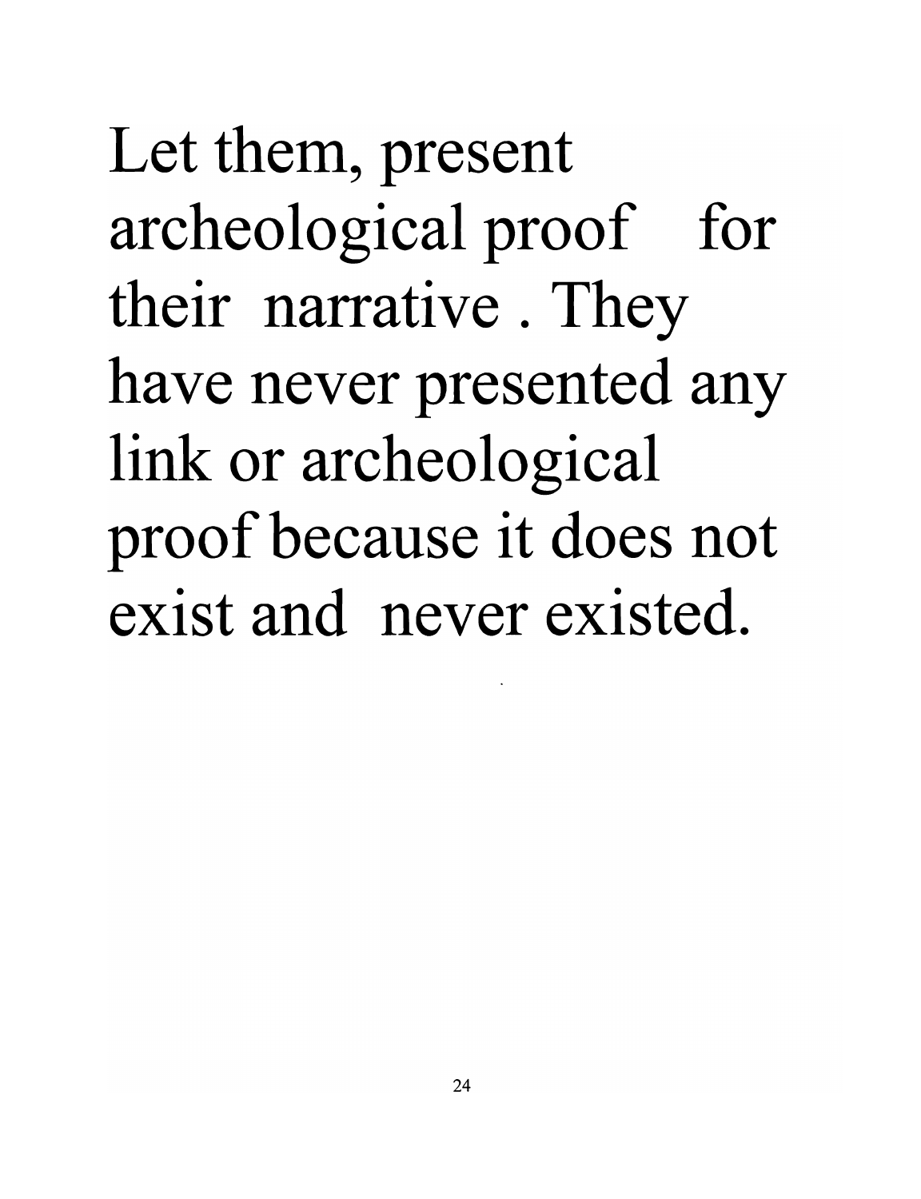Let them, present archeological proof for their narrative . They have never presented any link or archeological proof because it does not exist and never existed.